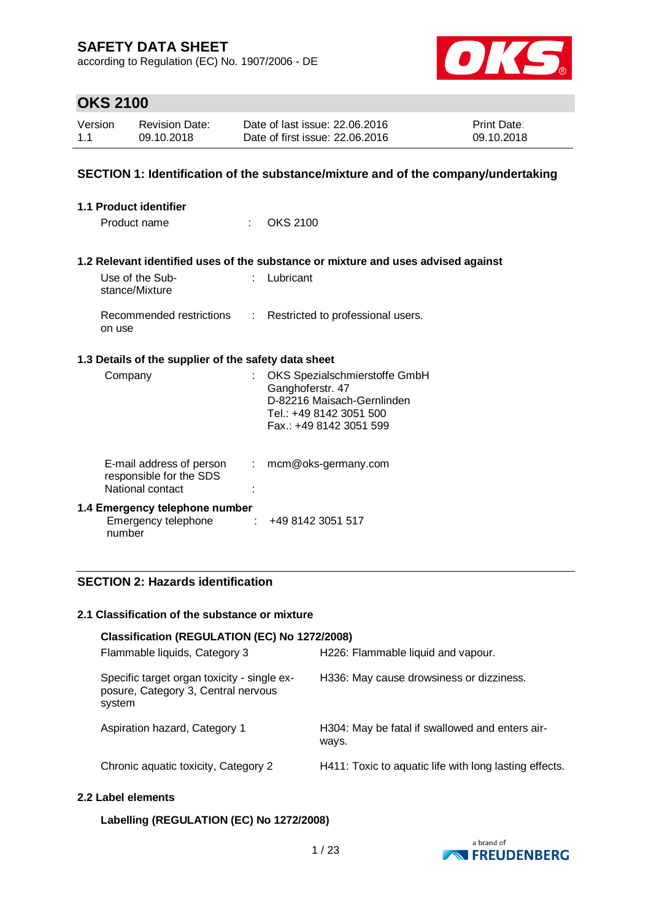# SAFETY DATA SHEET

according to Regulation (EC) No. 1907/2006 - DE

## OKS 2100

| Version | Revision Date: | Date of last issue: 22.06.2016 | Print Date: |
|---|---|---|---|
| 1.1 | 09.10.2018 | Date of first issue: 22.06.2016 | 09.10.2018 |

## SECTION 1: Identification of the substance/mixture and of the company/undertaking

### 1.1 Product identifier

Product name : OKS 2100

### 1.2 Relevant identified uses of the substance or mixture and uses advised against

Use of the Substance/Mixture : Lubricant

Recommended restrictions on use : Restricted to professional users.

### 1.3 Details of the supplier of the safety data sheet

Company : OKS Spezialschmierstoffe GmbH
Ganghoferstr. 47
D-82216 Maisach-Gernlinden
Tel.: +49 8142 3051 500
Fax.: +49 8142 3051 599

E-mail address of person responsible for the SDS : mcm@oks-germany.com

National contact :

### 1.4 Emergency telephone number

Emergency telephone number : +49 8142 3051 517

## SECTION 2: Hazards identification

### 2.1 Classification of the substance or mixture

**Classification (REGULATION (EC) No 1272/2008)**

| | |
|---|---|
| Flammable liquids, Category 3 | H226: Flammable liquid and vapour. |
| Specific target organ toxicity - single exposure, Category 3, Central nervous system | H336: May cause drowsiness or dizziness. |
| Aspiration hazard, Category 1 | H304: May be fatal if swallowed and enters airways. |
| Chronic aquatic toxicity, Category 2 | H411: Toxic to aquatic life with long lasting effects. |

### 2.2 Label elements

**Labelling (REGULATION (EC) No 1272/2008)**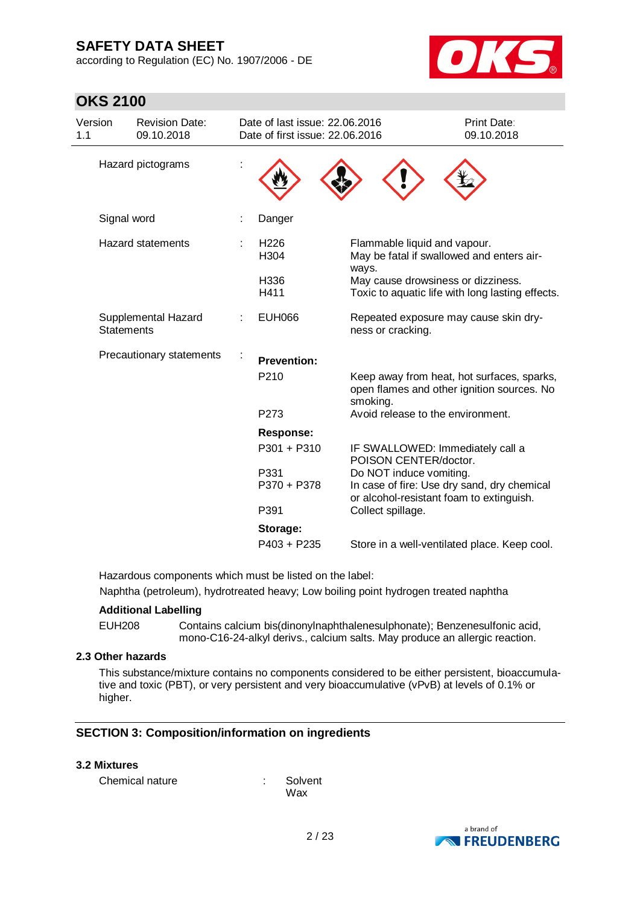| Hazard pictograms | : | |
|---|---|---|

| Signal word | : | Danger |
|---|---|---|

| Hazard statements | : | | |
|---|---|---|---|
| | | H226 | Flammable liquid and vapour. |
| | | H304 | May be fatal if swallowed and enters airways. |
| | | H336 | May cause drowsiness or dizziness. |
| | | H411 | Toxic to aquatic life with long lasting effects. |
| Supplemental Hazard Statements | : | EUH066 | Repeated exposure may cause skin dryness or cracking. |
| Precautionary statements | : | **Prevention:** | |
| | | P210 | Keep away from heat, hot surfaces, sparks, open flames and other ignition sources. No smoking. |
| | | P273 | Avoid release to the environment. |
| | | **Response:** | |
| | | P301 + P310 | IF SWALLOWED: Immediately call a POISON CENTER/doctor. |
| | | P331 | Do NOT induce vomiting. |
| | | P370 + P378 | In case of fire: Use dry sand, dry chemical or alcohol-resistant foam to extinguish. |
| | | P391 | Collect spillage. |
| | | **Storage:** | |
| | | P403 + P235 | Store in a well-ventilated place. Keep cool. |

Hazardous components which must be listed on the label:
Naphtha (petroleum), hydrotreated heavy; Low boiling point hydrogen treated naphtha

**Additional Labelling**

EUH208 Contains calcium bis(dinonylnaphthalenesulphonate); Benzenesulfonic acid, mono-C16-24-alkyl derivs., calcium salts. May produce an allergic reaction.

### 2.3 Other hazards

This substance/mixture contains no components considered to be either persistent, bioaccumulative and toxic (PBT), or very persistent and very bioaccumulative (vPvB) at levels of 0.1% or higher.

## SECTION 3: Composition/information on ingredients

### 3.2 Mixtures

Chemical nature : Solvent
Wax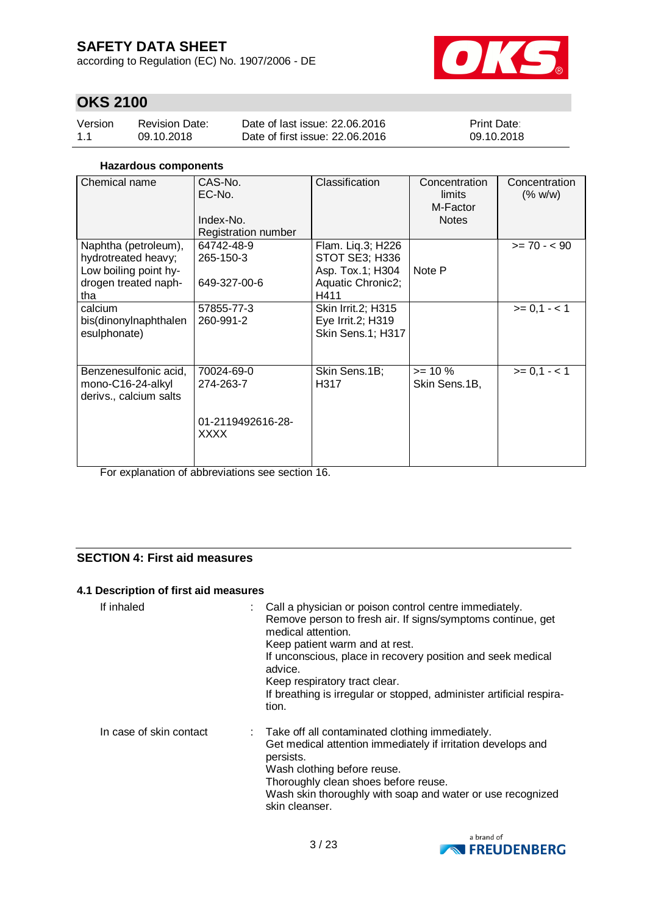**Hazardous components**

| Chemical name | CAS-No.<br>EC-No.<br><br>Index-No.<br>Registration number | Classification | Concentration limits<br>M-Factor<br>Notes | Concentration (% w/w) |
|---|---|---|---|---|
| Naphtha (petroleum), hydrotreated heavy; Low boiling point hydrogen treated naphtha | 64742-48-9<br>265-150-3<br><br>649-327-00-6 | Flam. Liq.3; H226<br>STOT SE3; H336<br>Asp. Tox.1; H304<br>Aquatic Chronic2; H411 | Note P | >= 70 - < 90 |
| calcium bis(dinonylnaphthalenesulphonate) | 57855-77-3<br>260-991-2 | Skin Irrit.2; H315<br>Eye Irrit.2; H319<br>Skin Sens.1; H317 | | >= 0,1 - < 1 |
| Benzenesulfonic acid, mono-C16-24-alkyl derivs., calcium salts | 70024-69-0<br>274-263-7<br><br>01-2119492616-28-XXXX | Skin Sens.1B; H317 | >= 10 %<br>Skin Sens.1B, | >= 0,1 - < 1 |

For explanation of abbreviations see section 16.

## SECTION 4: First aid measures

### 4.1 Description of first aid measures

If inhaled : Call a physician or poison control centre immediately.
Remove person to fresh air. If signs/symptoms continue, get medical attention.
Keep patient warm and at rest.
If unconscious, place in recovery position and seek medical advice.
Keep respiratory tract clear.
If breathing is irregular or stopped, administer artificial respiration.

In case of skin contact : Take off all contaminated clothing immediately.
Get medical attention immediately if irritation develops and persists.
Wash clothing before reuse.
Thoroughly clean shoes before reuse.
Wash skin thoroughly with soap and water or use recognized skin cleanser.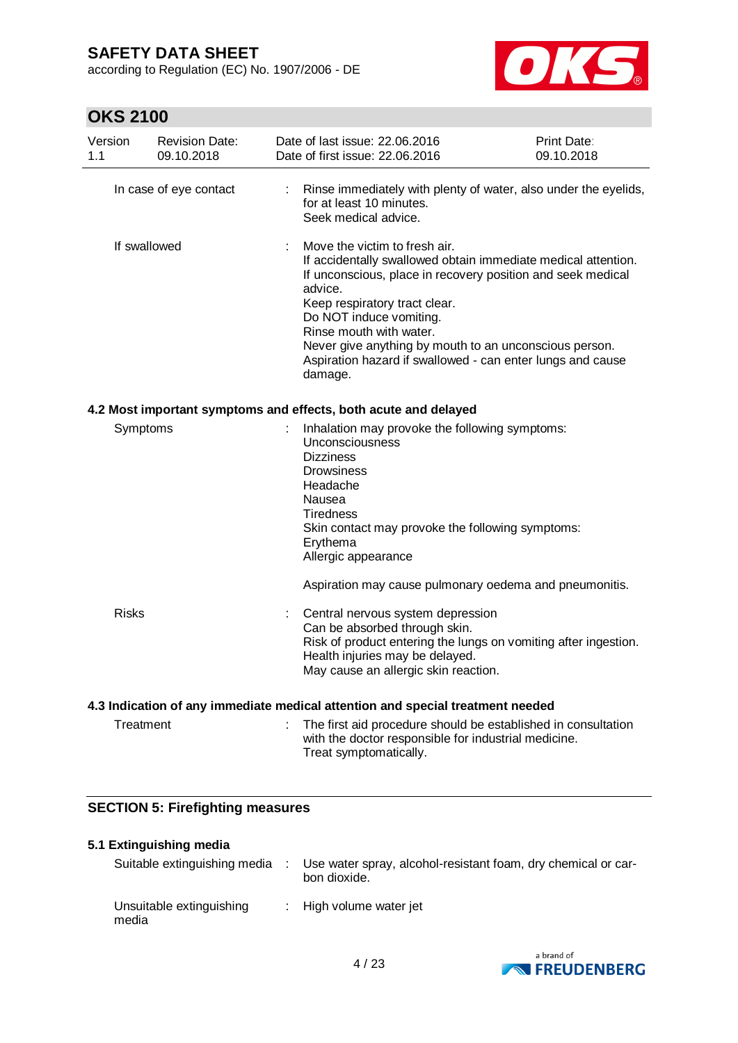| | | |
|---|---|---|
| In case of eye contact | : | Rinse immediately with plenty of water, also under the eyelids, for at least 10 minutes.<br>Seek medical advice. |
| If swallowed | : | Move the victim to fresh air.<br>If accidentally swallowed obtain immediate medical attention.<br>If unconscious, place in recovery position and seek medical advice.<br>Keep respiratory tract clear.<br>Do NOT induce vomiting.<br>Rinse mouth with water.<br>Never give anything by mouth to an unconscious person.<br>Aspiration hazard if swallowed - can enter lungs and cause damage. |

### 4.2 Most important symptoms and effects, both acute and delayed

| | | |
|---|---|---|
| Symptoms | : | Inhalation may provoke the following symptoms:<br>Unconsciousness<br>Dizziness<br>Drowsiness<br>Headache<br>Nausea<br>Tiredness<br>Skin contact may provoke the following symptoms:<br>Erythema<br>Allergic appearance<br><br>Aspiration may cause pulmonary oedema and pneumonitis. |
| Risks | : | Central nervous system depression<br>Can be absorbed through skin.<br>Risk of product entering the lungs on vomiting after ingestion.<br>Health injuries may be delayed.<br>May cause an allergic skin reaction. |

### 4.3 Indication of any immediate medical attention and special treatment needed

| | | |
|---|---|---|
| Treatment | : | The first aid procedure should be established in consultation with the doctor responsible for industrial medicine.<br>Treat symptomatically. |

## SECTION 5: Firefighting measures

### 5.1 Extinguishing media

| | | |
|---|---|---|
| Suitable extinguishing media | : | Use water spray, alcohol-resistant foam, dry chemical or carbon dioxide. |
| Unsuitable extinguishing media | : | High volume water jet |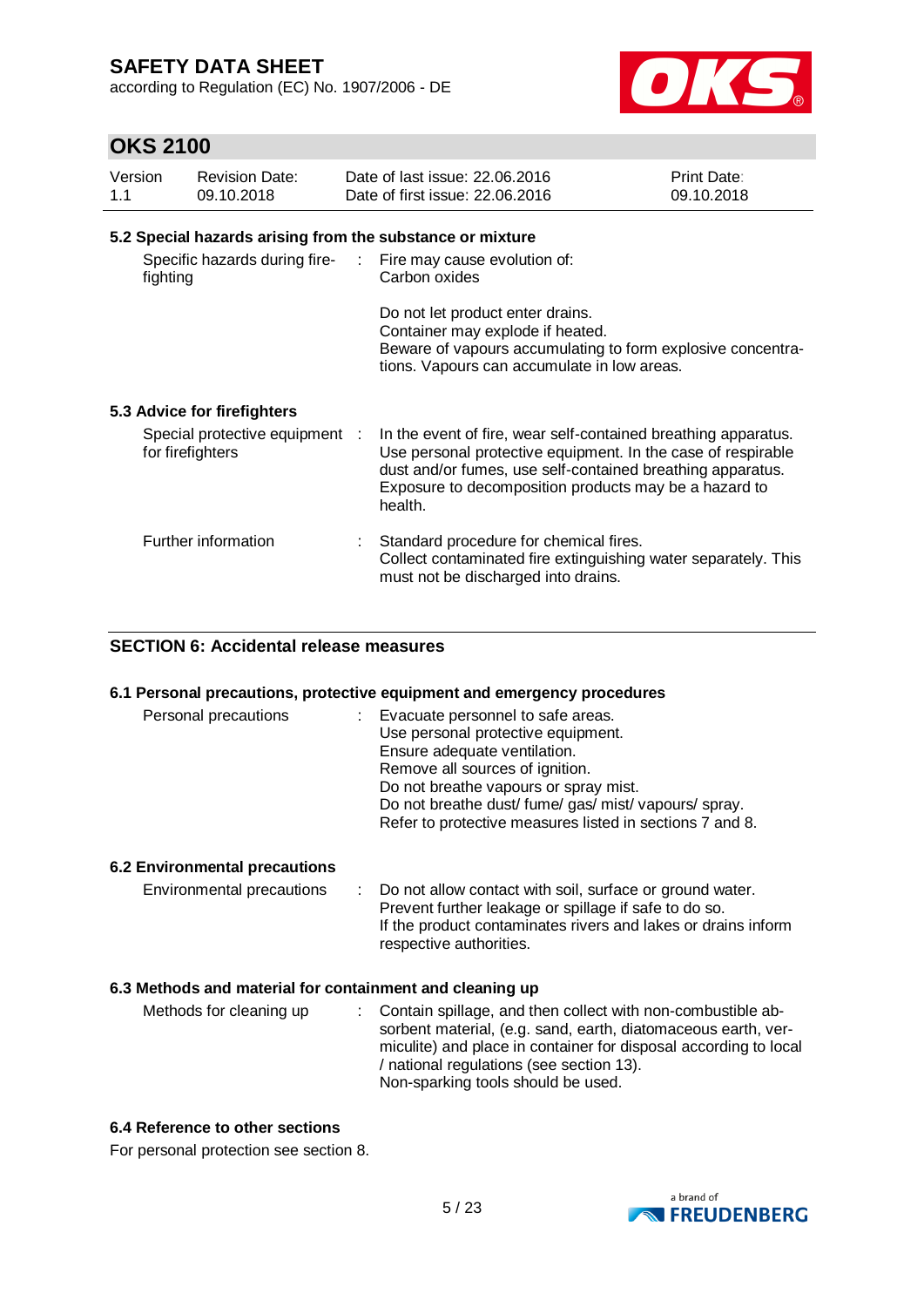#### 5.2 Special hazards arising from the substance or mixture

| | |
|---|---|
| Specific hazards during fire-fighting | Fire may cause evolution of:<br>Carbon oxides<br><br>Do not let product enter drains.<br>Container may explode if heated.<br>Beware of vapours accumulating to form explosive concentrations. Vapours can accumulate in low areas. |

#### 5.3 Advice for firefighters

| | |
|---|---|
| Special protective equipment for firefighters | In the event of fire, wear self-contained breathing apparatus. Use personal protective equipment. In the case of respirable dust and/or fumes, use self-contained breathing apparatus. Exposure to decomposition products may be a hazard to health. |
| Further information | Standard procedure for chemical fires.<br>Collect contaminated fire extinguishing water separately. This must not be discharged into drains. |

## SECTION 6: Accidental release measures

#### 6.1 Personal precautions, protective equipment and emergency procedures

| | |
|---|---|
| Personal precautions | Evacuate personnel to safe areas.<br>Use personal protective equipment.<br>Ensure adequate ventilation.<br>Remove all sources of ignition.<br>Do not breathe vapours or spray mist.<br>Do not breathe dust/ fume/ gas/ mist/ vapours/ spray.<br>Refer to protective measures listed in sections 7 and 8. |

#### 6.2 Environmental precautions

| | |
|---|---|
| Environmental precautions | Do not allow contact with soil, surface or ground water.<br>Prevent further leakage or spillage if safe to do so.<br>If the product contaminates rivers and lakes or drains inform respective authorities. |

#### 6.3 Methods and material for containment and cleaning up

| | |
|---|---|
| Methods for cleaning up | Contain spillage, and then collect with non-combustible absorbent material, (e.g. sand, earth, diatomaceous earth, vermiculite) and place in container for disposal according to local / national regulations (see section 13).<br>Non-sparking tools should be used. |

#### 6.4 Reference to other sections

For personal protection see section 8.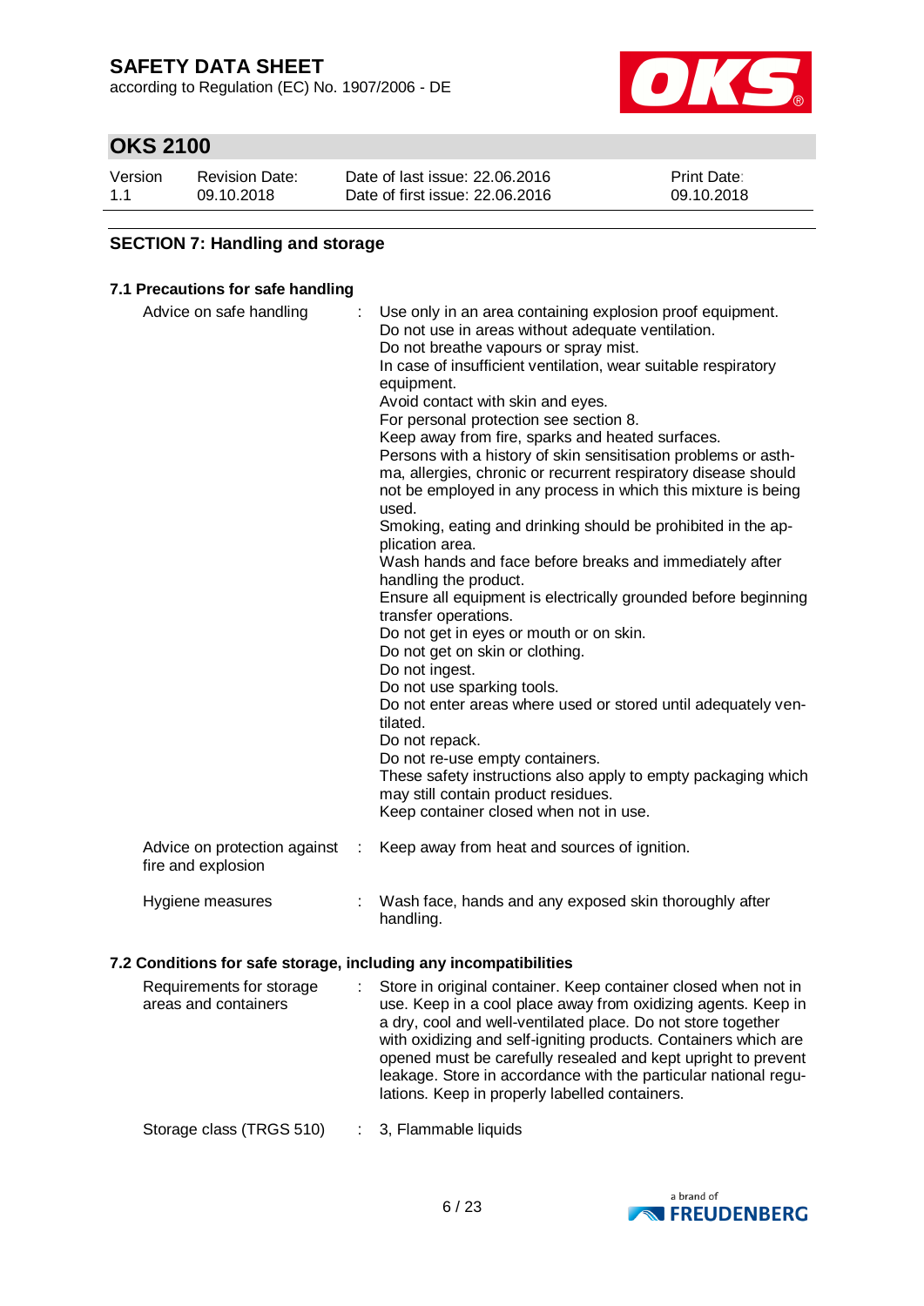## SECTION 7: Handling and storage

### 7.1 Precautions for safe handling

| | |
|---|---|
| Advice on safe handling | Use only in an area containing explosion proof equipment.<br>Do not use in areas without adequate ventilation.<br>Do not breathe vapours or spray mist.<br>In case of insufficient ventilation, wear suitable respiratory equipment.<br>Avoid contact with skin and eyes.<br>For personal protection see section 8.<br>Keep away from fire, sparks and heated surfaces.<br>Persons with a history of skin sensitisation problems or asthma, allergies, chronic or recurrent respiratory disease should not be employed in any process in which this mixture is being used.<br>Smoking, eating and drinking should be prohibited in the application area.<br>Wash hands and face before breaks and immediately after handling the product.<br>Ensure all equipment is electrically grounded before beginning transfer operations.<br>Do not get in eyes or mouth or on skin.<br>Do not get on skin or clothing.<br>Do not ingest.<br>Do not use sparking tools.<br>Do not enter areas where used or stored until adequately ventilated.<br>Do not repack.<br>Do not re-use empty containers.<br>These safety instructions also apply to empty packaging which may still contain product residues.<br>Keep container closed when not in use. |
| Advice on protection against fire and explosion | Keep away from heat and sources of ignition. |
| Hygiene measures | Wash face, hands and any exposed skin thoroughly after handling. |

### 7.2 Conditions for safe storage, including any incompatibilities

| | |
|---|---|
| Requirements for storage areas and containers | Store in original container. Keep container closed when not in use. Keep in a cool place away from oxidizing agents. Keep in a dry, cool and well-ventilated place. Do not store together with oxidizing and self-igniting products. Containers which are opened must be carefully resealed and kept upright to prevent leakage. Store in accordance with the particular national regulations. Keep in properly labelled containers. |
| Storage class (TRGS 510) | 3, Flammable liquids |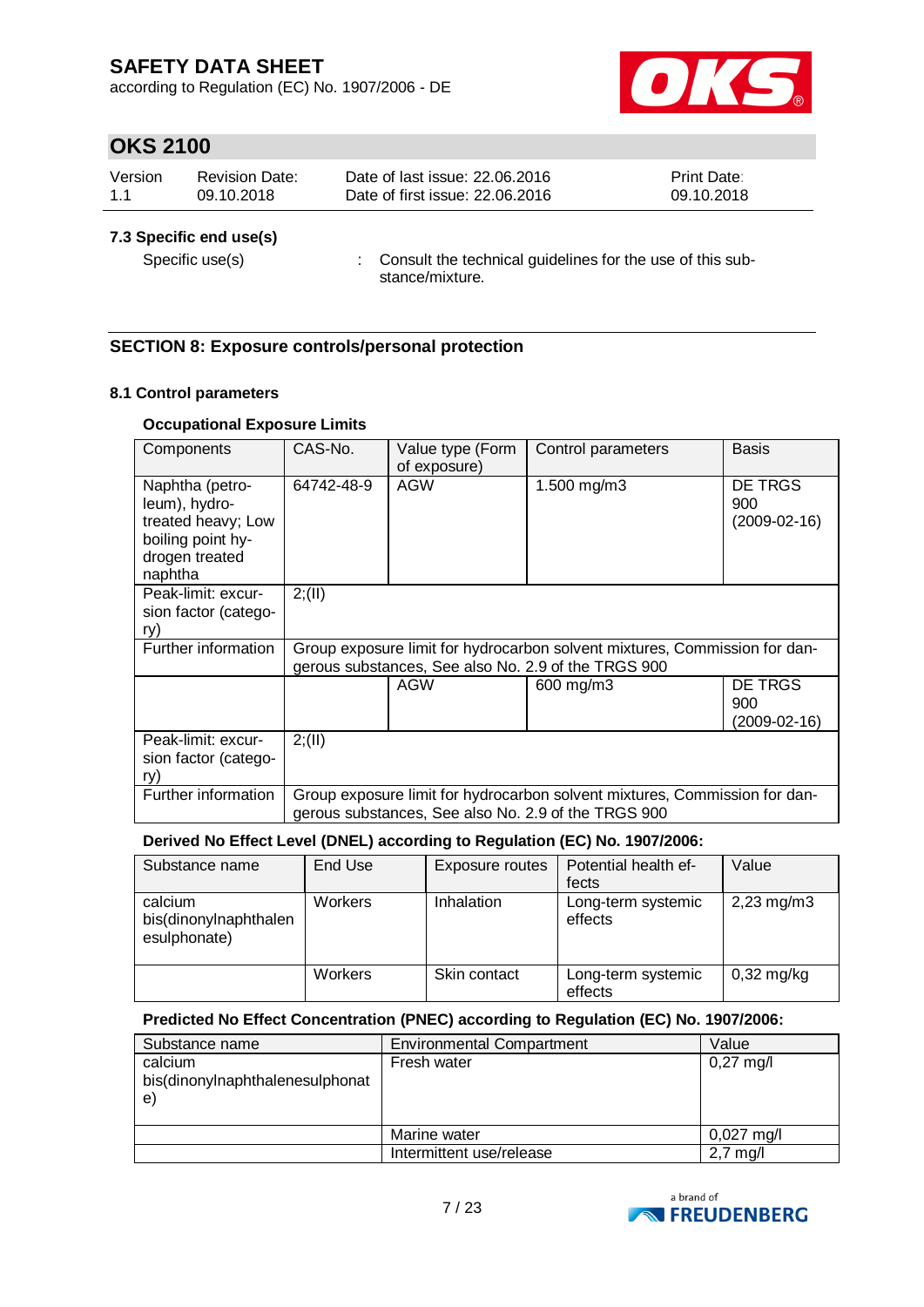### 7.3 Specific end use(s)

Specific use(s) : Consult the technical guidelines for the use of this substance/mixture.

## SECTION 8: Exposure controls/personal protection

### 8.1 Control parameters

**Occupational Exposure Limits**

| Components | CAS-No. | Value type (Form of exposure) | Control parameters | Basis |
|---|---|---|---|---|
| Naphtha (petroleum), hydrotreated heavy; Low boiling point hydrogen treated naphtha | 64742-48-9 | AGW | 1.500 mg/m3 | DE TRGS 900 (2009-02-16) |
| Peak-limit: excursion factor (category) | 2;(II) | | | |
| Further information | Group exposure limit for hydrocarbon solvent mixtures, Commission for dangerous substances, See also No. 2.9 of the TRGS 900 | | | |
| | | AGW | 600 mg/m3 | DE TRGS 900 (2009-02-16) |
| Peak-limit: excursion factor (category) | 2;(II) | | | |
| Further information | Group exposure limit for hydrocarbon solvent mixtures, Commission for dangerous substances, See also No. 2.9 of the TRGS 900 | | | |

**Derived No Effect Level (DNEL) according to Regulation (EC) No. 1907/2006:**

| Substance name | End Use | Exposure routes | Potential health effects | Value |
|---|---|---|---|---|
| calcium bis(dinonylnaphthalenesulphonate) | Workers | Inhalation | Long-term systemic effects | 2,23 mg/m3 |
| | Workers | Skin contact | Long-term systemic effects | 0,32 mg/kg |

**Predicted No Effect Concentration (PNEC) according to Regulation (EC) No. 1907/2006:**

| Substance name | Environmental Compartment | Value |
|---|---|---|
| calcium bis(dinonylnaphthalenesulphonate) | Fresh water | 0,27 mg/l |
| | Marine water | 0,027 mg/l |
| | Intermittent use/release | 2,7 mg/l |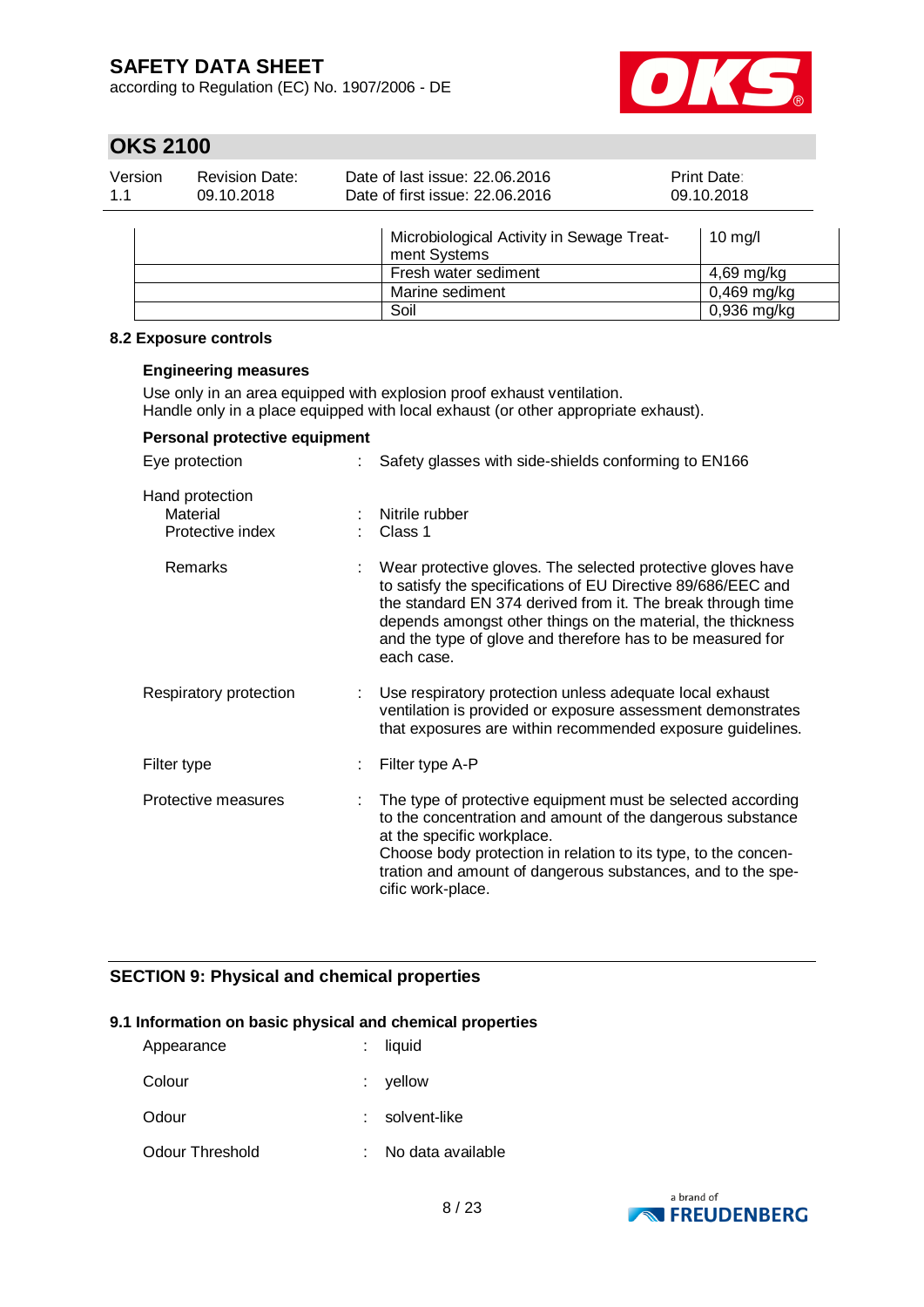| | | |
|---|---|---|
| | Microbiological Activity in Sewage Treatment Systems | 10 mg/l |
| | Fresh water sediment | 4,69 mg/kg |
| | Marine sediment | 0,469 mg/kg |
| | Soil | 0,936 mg/kg |

### 8.2 Exposure controls

**Engineering measures**

Use only in an area equipped with explosion proof exhaust ventilation.
Handle only in a place equipped with local exhaust (or other appropriate exhaust).

**Personal protective equipment**

Eye protection : Safety glasses with side-shields conforming to EN166

Hand protection
- Material : Nitrile rubber
- Protective index : Class 1

- Remarks : Wear protective gloves. The selected protective gloves have to satisfy the specifications of EU Directive 89/686/EEC and the standard EN 374 derived from it. The break through time depends amongst other things on the material, the thickness and the type of glove and therefore has to be measured for each case.

Respiratory protection : Use respiratory protection unless adequate local exhaust ventilation is provided or exposure assessment demonstrates that exposures are within recommended exposure guidelines.

Filter type : Filter type A-P

Protective measures : The type of protective equipment must be selected according to the concentration and amount of the dangerous substance at the specific workplace.
Choose body protection in relation to its type, to the concentration and amount of dangerous substances, and to the specific work-place.

## SECTION 9: Physical and chemical properties

### 9.1 Information on basic physical and chemical properties

Appearance : liquid

Colour : yellow

Odour : solvent-like

Odour Threshold : No data available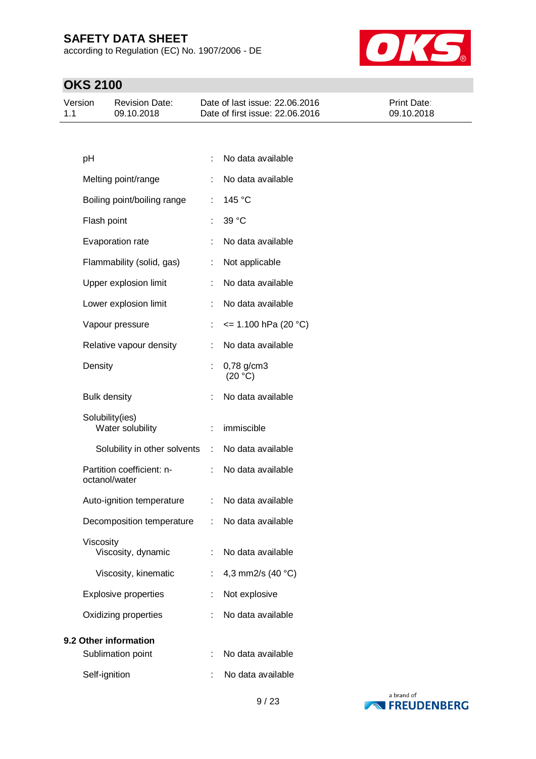| | | |
|---|---|---|
| pH | : | No data available |
| Melting point/range | : | No data available |
| Boiling point/boiling range | : | 145 °C |
| Flash point | : | 39 °C |
| Evaporation rate | : | No data available |
| Flammability (solid, gas) | : | Not applicable |
| Upper explosion limit | : | No data available |
| Lower explosion limit | : | No data available |
| Vapour pressure | : | <= 1.100 hPa (20 °C) |
| Relative vapour density | : | No data available |
| Density | : | 0,78 g/cm3 (20 °C) |
| Bulk density | : | No data available |
| Solubility(ies) | | |
| Water solubility | : | immiscible |
| Solubility in other solvents | : | No data available |
| Partition coefficient: n-octanol/water | : | No data available |
| Auto-ignition temperature | : | No data available |
| Decomposition temperature | : | No data available |
| Viscosity | | |
| Viscosity, dynamic | : | No data available |
| Viscosity, kinematic | : | 4,3 mm2/s (40 °C) |
| Explosive properties | : | Not explosive |
| Oxidizing properties | : | No data available |

**9.2 Other information**

| | | |
|---|---|---|
| Sublimation point | : | No data available |
| Self-ignition | : | No data available |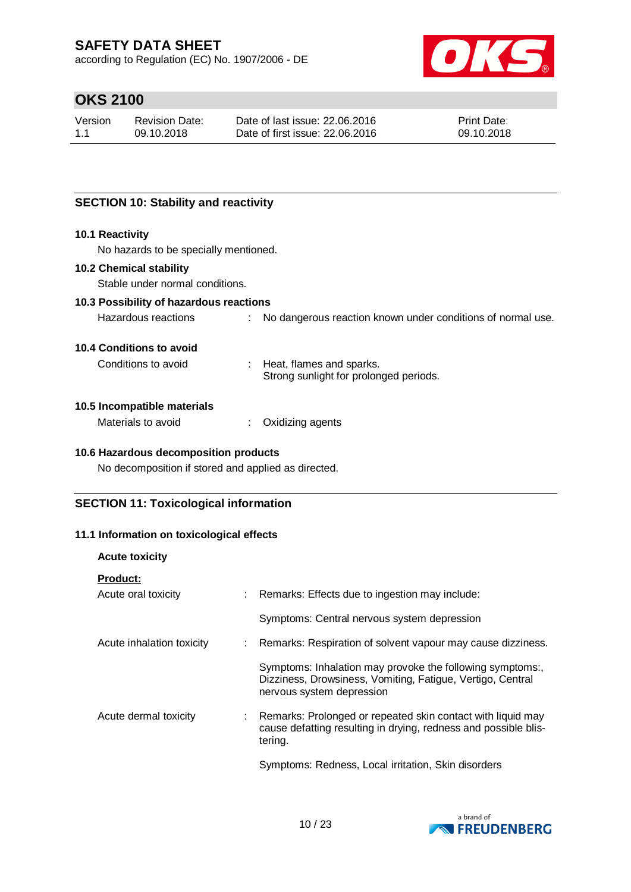## SECTION 10: Stability and reactivity

### 10.1 Reactivity

No hazards to be specially mentioned.

### 10.2 Chemical stability

Stable under normal conditions.

### 10.3 Possibility of hazardous reactions

Hazardous reactions : No dangerous reaction known under conditions of normal use.

### 10.4 Conditions to avoid

Conditions to avoid : Heat, flames and sparks.
Strong sunlight for prolonged periods.

### 10.5 Incompatible materials

Materials to avoid : Oxidizing agents

### 10.6 Hazardous decomposition products

No decomposition if stored and applied as directed.

## SECTION 11: Toxicological information

### 11.1 Information on toxicological effects

**Acute toxicity**

**Product:**

Acute oral toxicity : Remarks: Effects due to ingestion may include:

Symptoms: Central nervous system depression

Acute inhalation toxicity : Remarks: Respiration of solvent vapour may cause dizziness.

Symptoms: Inhalation may provoke the following symptoms:, Dizziness, Drowsiness, Vomiting, Fatigue, Vertigo, Central nervous system depression

Acute dermal toxicity : Remarks: Prolonged or repeated skin contact with liquid may cause defatting resulting in drying, redness and possible blistering.

Symptoms: Redness, Local irritation, Skin disorders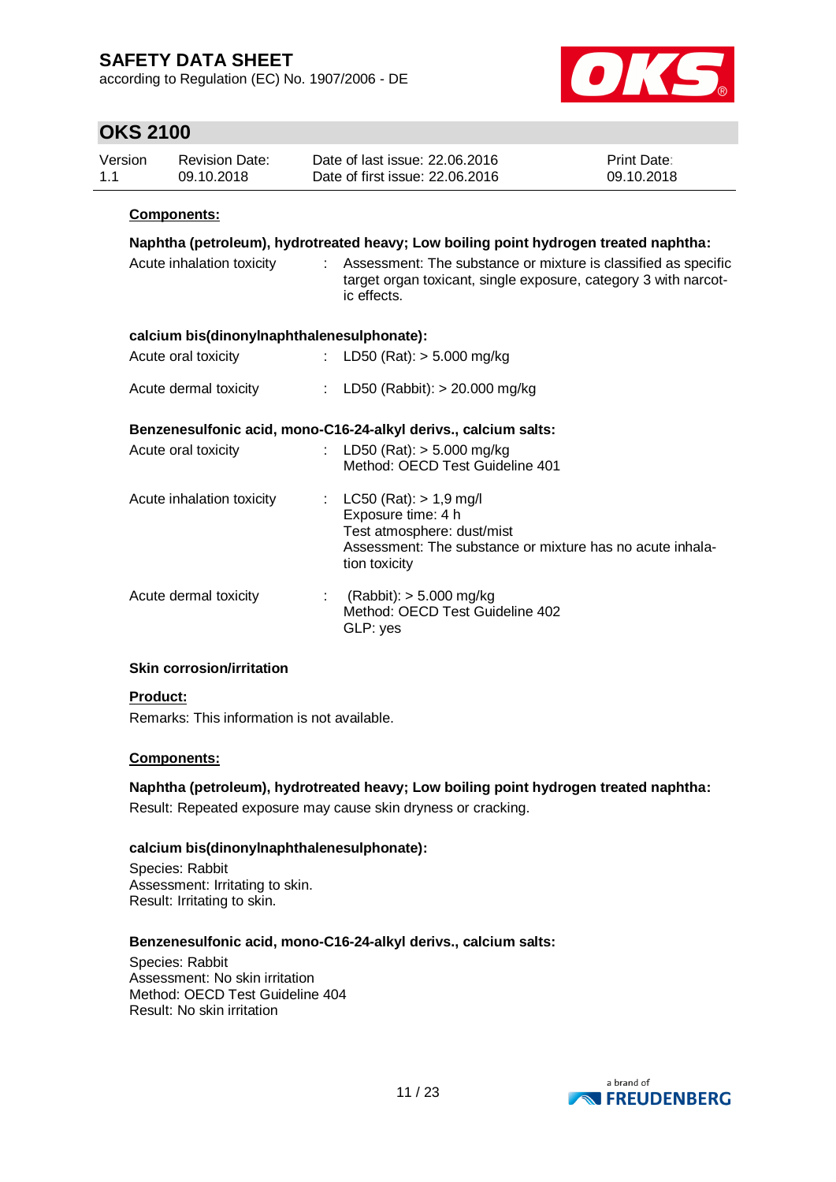**Components:**

**Naphtha (petroleum), hydrotreated heavy; Low boiling point hydrogen treated naphtha:**

Acute inhalation toxicity : Assessment: The substance or mixture is classified as specific target organ toxicant, single exposure, category 3 with narcotic effects.

**calcium bis(dinonylnaphthalenesulphonate):**

Acute oral toxicity : LD50 (Rat): > 5.000 mg/kg

Acute dermal toxicity : LD50 (Rabbit): > 20.000 mg/kg

**Benzenesulfonic acid, mono-C16-24-alkyl derivs., calcium salts:**

Acute oral toxicity : LD50 (Rat): > 5.000 mg/kg
Method: OECD Test Guideline 401

Acute inhalation toxicity : LC50 (Rat): > 1,9 mg/l
Exposure time: 4 h
Test atmosphere: dust/mist
Assessment: The substance or mixture has no acute inhalation toxicity

Acute dermal toxicity : (Rabbit): > 5.000 mg/kg
Method: OECD Test Guideline 402
GLP: yes

**Skin corrosion/irritation**

**Product:**

Remarks: This information is not available.

**Components:**

**Naphtha (petroleum), hydrotreated heavy; Low boiling point hydrogen treated naphtha:**

Result: Repeated exposure may cause skin dryness or cracking.

**calcium bis(dinonylnaphthalenesulphonate):**

Species: Rabbit
Assessment: Irritating to skin.
Result: Irritating to skin.

**Benzenesulfonic acid, mono-C16-24-alkyl derivs., calcium salts:**

Species: Rabbit
Assessment: No skin irritation
Method: OECD Test Guideline 404
Result: No skin irritation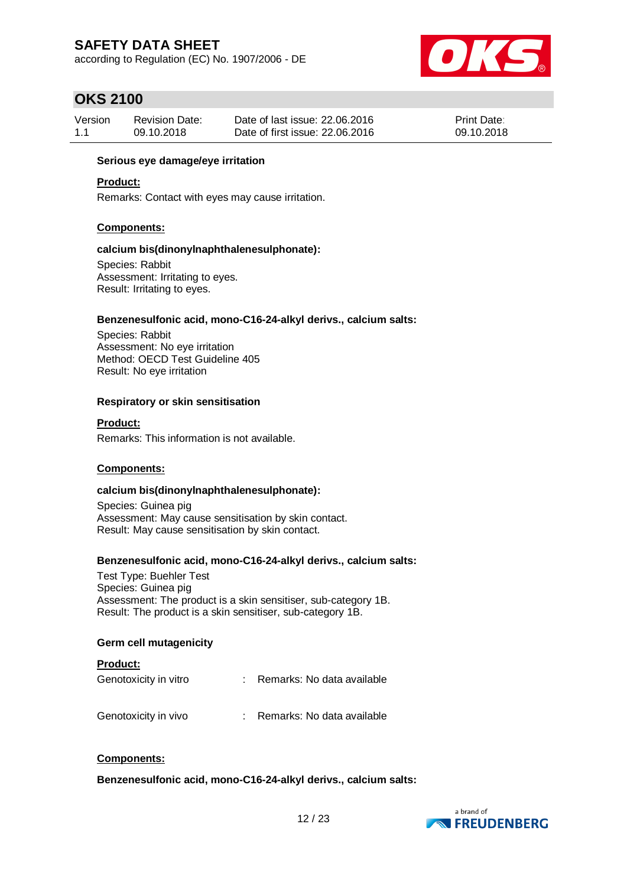**Serious eye damage/eye irritation**

**Product:**

Remarks: Contact with eyes may cause irritation.

**Components:**

**calcium bis(dinonylnaphthalenesulphonate):**

Species: Rabbit
Assessment: Irritating to eyes.
Result: Irritating to eyes.

**Benzenesulfonic acid, mono-C16-24-alkyl derivs., calcium salts:**

Species: Rabbit
Assessment: No eye irritation
Method: OECD Test Guideline 405
Result: No eye irritation

**Respiratory or skin sensitisation**

**Product:**

Remarks: This information is not available.

**Components:**

**calcium bis(dinonylnaphthalenesulphonate):**

Species: Guinea pig
Assessment: May cause sensitisation by skin contact.
Result: May cause sensitisation by skin contact.

**Benzenesulfonic acid, mono-C16-24-alkyl derivs., calcium salts:**

Test Type: Buehler Test
Species: Guinea pig
Assessment: The product is a skin sensitiser, sub-category 1B.
Result: The product is a skin sensitiser, sub-category 1B.

**Germ cell mutagenicity**

**Product:**

Genotoxicity in vitro : Remarks: No data available

Genotoxicity in vivo : Remarks: No data available

**Components:**

**Benzenesulfonic acid, mono-C16-24-alkyl derivs., calcium salts:**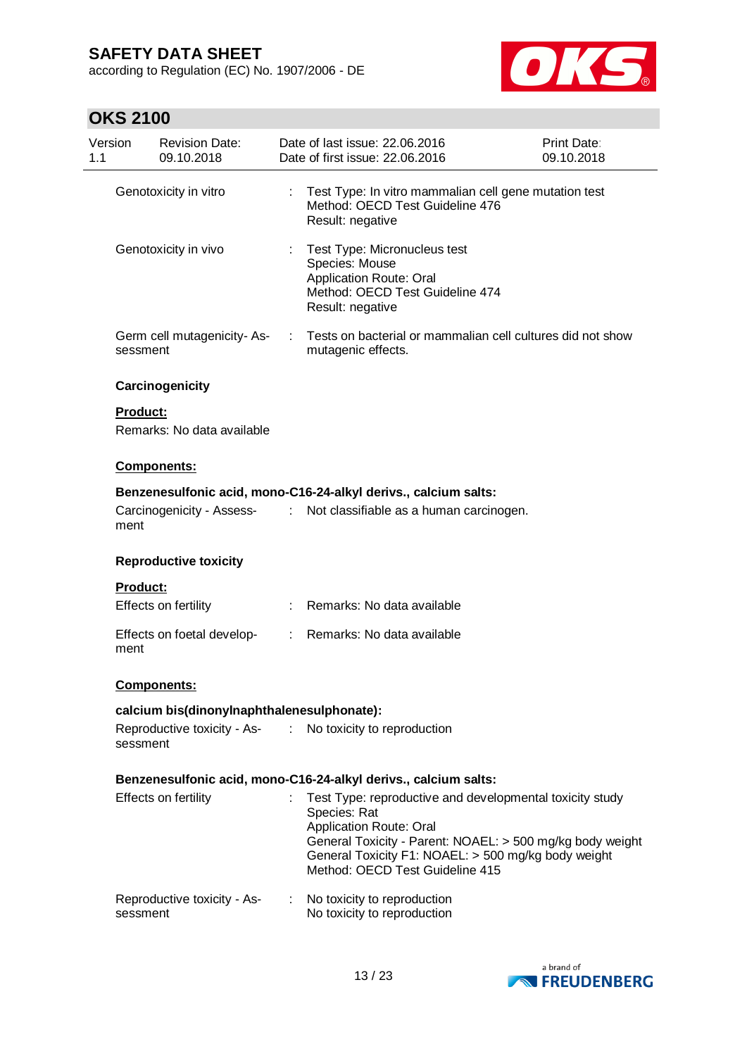| | | |
|---|---|---|
| Genotoxicity in vitro | : | Test Type: In vitro mammalian cell gene mutation test<br>Method: OECD Test Guideline 476<br>Result: negative |
| Genotoxicity in vivo | : | Test Type: Micronucleus test<br>Species: Mouse<br>Application Route: Oral<br>Method: OECD Test Guideline 474<br>Result: negative |
| Germ cell mutagenicity- Assessment | : | Tests on bacterial or mammalian cell cultures did not show mutagenic effects. |

**Carcinogenicity**

**Product:**

Remarks: No data available

**Components:**

**Benzenesulfonic acid, mono-C16-24-alkyl derivs., calcium salts:**

| | | |
|---|---|---|
| Carcinogenicity - Assessment | : | Not classifiable as a human carcinogen. |

**Reproductive toxicity**

**Product:**

| | | |
|---|---|---|
| Effects on fertility | : | Remarks: No data available |
| Effects on foetal development | : | Remarks: No data available |

**Components:**

**calcium bis(dinonylnaphthalenesulphonate):**

| | | |
|---|---|---|
| Reproductive toxicity - Assessment | : | No toxicity to reproduction |

**Benzenesulfonic acid, mono-C16-24-alkyl derivs., calcium salts:**

| | | |
|---|---|---|
| Effects on fertility | : | Test Type: reproductive and developmental toxicity study<br>Species: Rat<br>Application Route: Oral<br>General Toxicity - Parent: NOAEL: > 500 mg/kg body weight<br>General Toxicity F1: NOAEL: > 500 mg/kg body weight<br>Method: OECD Test Guideline 415 |
| Reproductive toxicity - Assessment | : | No toxicity to reproduction<br>No toxicity to reproduction |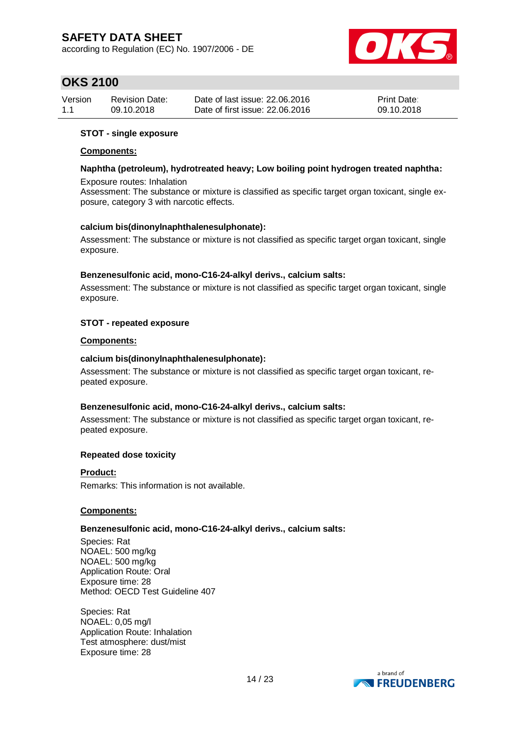**STOT - single exposure**

**Components:**

**Naphtha (petroleum), hydrotreated heavy; Low boiling point hydrogen treated naphtha:**

Exposure routes: Inhalation
Assessment: The substance or mixture is classified as specific target organ toxicant, single exposure, category 3 with narcotic effects.

**calcium bis(dinonylnaphthalenesulphonate):**

Assessment: The substance or mixture is not classified as specific target organ toxicant, single exposure.

**Benzenesulfonic acid, mono-C16-24-alkyl derivs., calcium salts:**

Assessment: The substance or mixture is not classified as specific target organ toxicant, single exposure.

**STOT - repeated exposure**

**Components:**

**calcium bis(dinonylnaphthalenesulphonate):**

Assessment: The substance or mixture is not classified as specific target organ toxicant, repeated exposure.

**Benzenesulfonic acid, mono-C16-24-alkyl derivs., calcium salts:**

Assessment: The substance or mixture is not classified as specific target organ toxicant, repeated exposure.

**Repeated dose toxicity**

**Product:**

Remarks: This information is not available.

**Components:**

**Benzenesulfonic acid, mono-C16-24-alkyl derivs., calcium salts:**

Species: Rat
NOAEL: 500 mg/kg
NOAEL: 500 mg/kg
Application Route: Oral
Exposure time: 28
Method: OECD Test Guideline 407

Species: Rat
NOAEL: 0,05 mg/l
Application Route: Inhalation
Test atmosphere: dust/mist
Exposure time: 28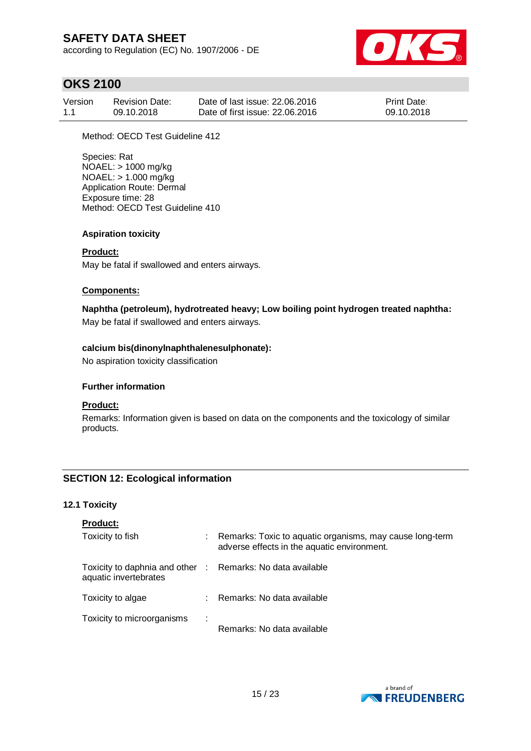Method: OECD Test Guideline 412

Species: Rat
NOAEL: > 1000 mg/kg
NOAEL: > 1.000 mg/kg
Application Route: Dermal
Exposure time: 28
Method: OECD Test Guideline 410

**Aspiration toxicity**

**Product:**
May be fatal if swallowed and enters airways.

**Components:**

**Naphtha (petroleum), hydrotreated heavy; Low boiling point hydrogen treated naphtha:**
May be fatal if swallowed and enters airways.

**calcium bis(dinonylnaphthalenesulphonate):**
No aspiration toxicity classification

**Further information**

**Product:**
Remarks: Information given is based on data on the components and the toxicology of similar products.

## SECTION 12: Ecological information

### 12.1 Toxicity

**Product:**

| | | |
|---|---|---|
| Toxicity to fish | : | Remarks: Toxic to aquatic organisms, may cause long-term adverse effects in the aquatic environment. |
| Toxicity to daphnia and other aquatic invertebrates | : | Remarks: No data available |
| Toxicity to algae | : | Remarks: No data available |
| Toxicity to microorganisms | : | Remarks: No data available |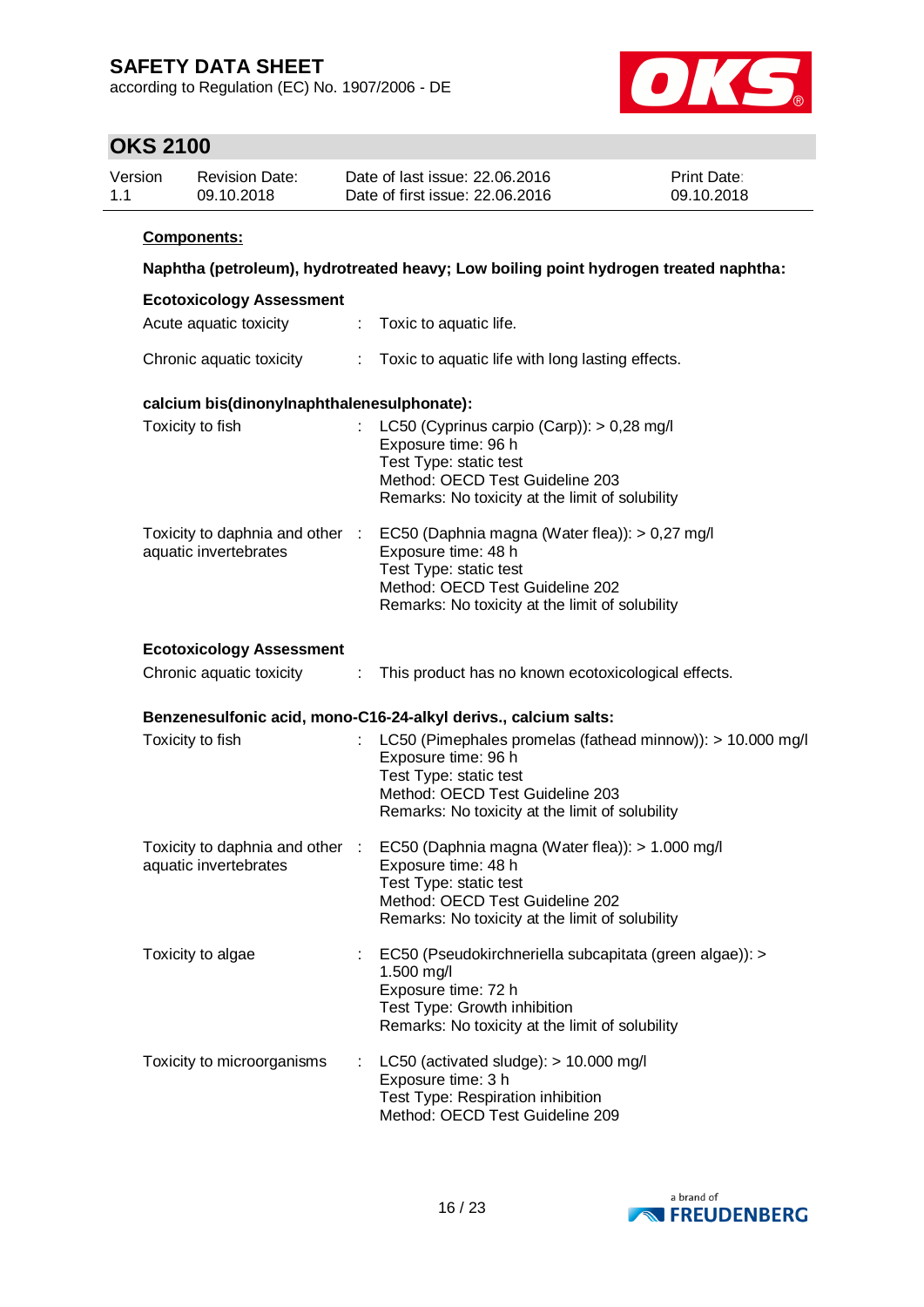**Components:**

**Naphtha (petroleum), hydrotreated heavy; Low boiling point hydrogen treated naphtha:**

**Ecotoxicology Assessment**

Acute aquatic toxicity : Toxic to aquatic life.

Chronic aquatic toxicity : Toxic to aquatic life with long lasting effects.

**calcium bis(dinonylnaphthalenesulphonate):**

Toxicity to fish : LC50 (Cyprinus carpio (Carp)): > 0,28 mg/l
Exposure time: 96 h
Test Type: static test
Method: OECD Test Guideline 203
Remarks: No toxicity at the limit of solubility

Toxicity to daphnia and other aquatic invertebrates : EC50 (Daphnia magna (Water flea)): > 0,27 mg/l
Exposure time: 48 h
Test Type: static test
Method: OECD Test Guideline 202
Remarks: No toxicity at the limit of solubility

**Ecotoxicology Assessment**

Chronic aquatic toxicity : This product has no known ecotoxicological effects.

**Benzenesulfonic acid, mono-C16-24-alkyl derivs., calcium salts:**

Toxicity to fish : LC50 (Pimephales promelas (fathead minnow)): > 10.000 mg/l
Exposure time: 96 h
Test Type: static test
Method: OECD Test Guideline 203
Remarks: No toxicity at the limit of solubility

Toxicity to daphnia and other aquatic invertebrates : EC50 (Daphnia magna (Water flea)): > 1.000 mg/l
Exposure time: 48 h
Test Type: static test
Method: OECD Test Guideline 202
Remarks: No toxicity at the limit of solubility

Toxicity to algae : EC50 (Pseudokirchneriella subcapitata (green algae)): > 1.500 mg/l
Exposure time: 72 h
Test Type: Growth inhibition
Remarks: No toxicity at the limit of solubility

Toxicity to microorganisms : LC50 (activated sludge): > 10.000 mg/l
Exposure time: 3 h
Test Type: Respiration inhibition
Method: OECD Test Guideline 209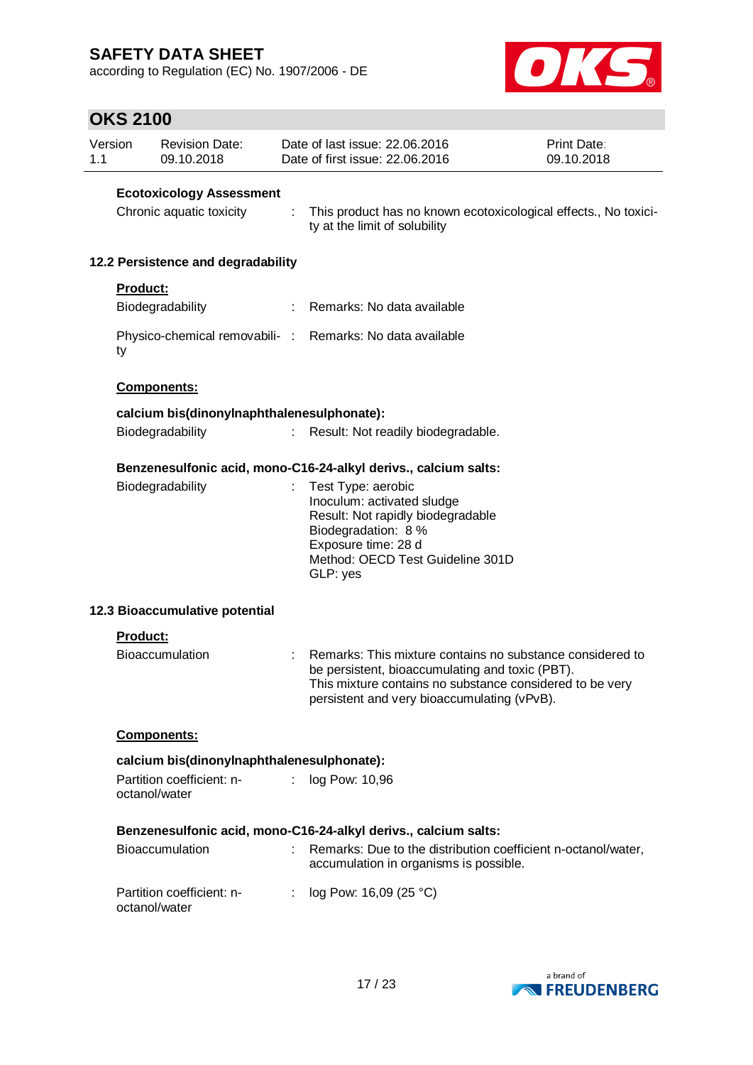**Ecotoxicology Assessment**

Chronic aquatic toxicity : This product has no known ecotoxicological effects., No toxicity at the limit of solubility

### 12.2 Persistence and degradability

**Product:**

Biodegradability : Remarks: No data available

Physico-chemical removability : Remarks: No data available

**Components:**

**calcium bis(dinonylnaphthalenesulphonate):**

Biodegradability : Result: Not readily biodegradable.

**Benzenesulfonic acid, mono-C16-24-alkyl derivs., calcium salts:**

Biodegradability : Test Type: aerobic
Inoculum: activated sludge
Result: Not rapidly biodegradable
Biodegradation: 8 %
Exposure time: 28 d
Method: OECD Test Guideline 301D
GLP: yes

### 12.3 Bioaccumulative potential

**Product:**

Bioaccumulation : Remarks: This mixture contains no substance considered to be persistent, bioaccumulating and toxic (PBT).
This mixture contains no substance considered to be very persistent and very bioaccumulating (vPvB).

**Components:**

**calcium bis(dinonylnaphthalenesulphonate):**

Partition coefficient: n-octanol/water : log Pow: 10,96

**Benzenesulfonic acid, mono-C16-24-alkyl derivs., calcium salts:**

Bioaccumulation : Remarks: Due to the distribution coefficient n-octanol/water, accumulation in organisms is possible.

Partition coefficient: n-octanol/water : log Pow: 16,09 (25 °C)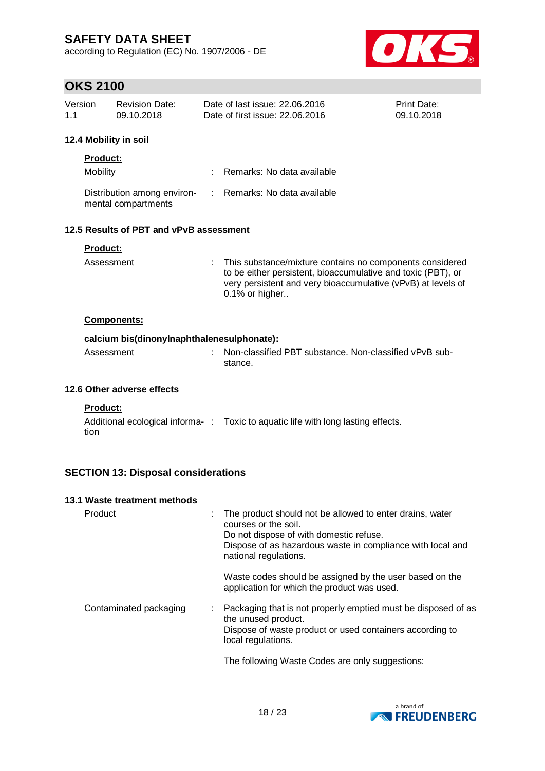### 12.4 Mobility in soil

**Product:**

Mobility : Remarks: No data available

Distribution among environmental compartments : Remarks: No data available

### 12.5 Results of PBT and vPvB assessment

**Product:**

Assessment : This substance/mixture contains no components considered to be either persistent, bioaccumulative and toxic (PBT), or very persistent and very bioaccumulative (vPvB) at levels of 0.1% or higher..

**Components:**

**calcium bis(dinonylnaphthalenesulphonate):**

Assessment : Non-classified PBT substance. Non-classified vPvB substance.

### 12.6 Other adverse effects

**Product:**

Additional ecological information : Toxic to aquatic life with long lasting effects.

## SECTION 13: Disposal considerations

### 13.1 Waste treatment methods

Product : The product should not be allowed to enter drains, water courses or the soil.
Do not dispose of with domestic refuse.
Dispose of as hazardous waste in compliance with local and national regulations.

Waste codes should be assigned by the user based on the application for which the product was used.

Contaminated packaging : Packaging that is not properly emptied must be disposed of as the unused product.
Dispose of waste product or used containers according to local regulations.

The following Waste Codes are only suggestions: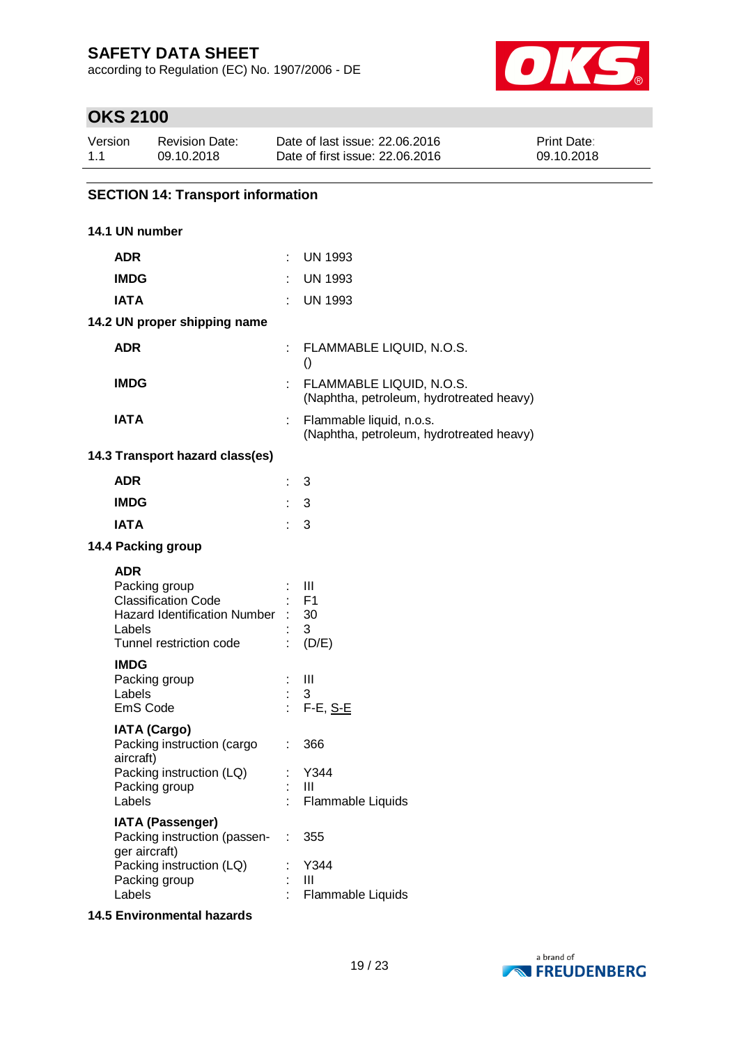# SAFETY DATA SHEET

according to Regulation (EC) No. 1907/2006 - DE

## OKS 2100

| Version | Revision Date: | Date of last issue: 22.06.2016 | Print Date: |
|---|---|---|---|
| 1.1 | 09.10.2018 | Date of first issue: 22.06.2016 | 09.10.2018 |

## SECTION 14: Transport information

### 14.1 UN number

| | | |
|---|---|---|
| **ADR** | : | UN 1993 |
| **IMDG** | : | UN 1993 |
| **IATA** | : | UN 1993 |

### 14.2 UN proper shipping name

| | | |
|---|---|---|
| **ADR** | : | FLAMMABLE LIQUID, N.O.S. () |
| **IMDG** | : | FLAMMABLE LIQUID, N.O.S. (Naphtha, petroleum, hydrotreated heavy) |
| **IATA** | : | Flammable liquid, n.o.s. (Naphtha, petroleum, hydrotreated heavy) |

### 14.3 Transport hazard class(es)

| | | |
|---|---|---|
| **ADR** | : | 3 |
| **IMDG** | : | 3 |
| **IATA** | : | 3 |

### 14.4 Packing group

**ADR**

| | | |
|---|---|---|
| Packing group | : | III |
| Classification Code | : | F1 |
| Hazard Identification Number | : | 30 |
| Labels | : | 3 |
| Tunnel restriction code | : | (D/E) |

**IMDG**

| | | |
|---|---|---|
| Packing group | : | III |
| Labels | : | 3 |
| EmS Code | : | F-E, S-E |

**IATA (Cargo)**

| | | |
|---|---|---|
| Packing instruction (cargo aircraft) | : | 366 |
| Packing instruction (LQ) | : | Y344 |
| Packing group | : | III |
| Labels | : | Flammable Liquids |

**IATA (Passenger)**

| | | |
|---|---|---|
| Packing instruction (passenger aircraft) | : | 355 |
| Packing instruction (LQ) | : | Y344 |
| Packing group | : | III |
| Labels | : | Flammable Liquids |

### 14.5 Environmental hazards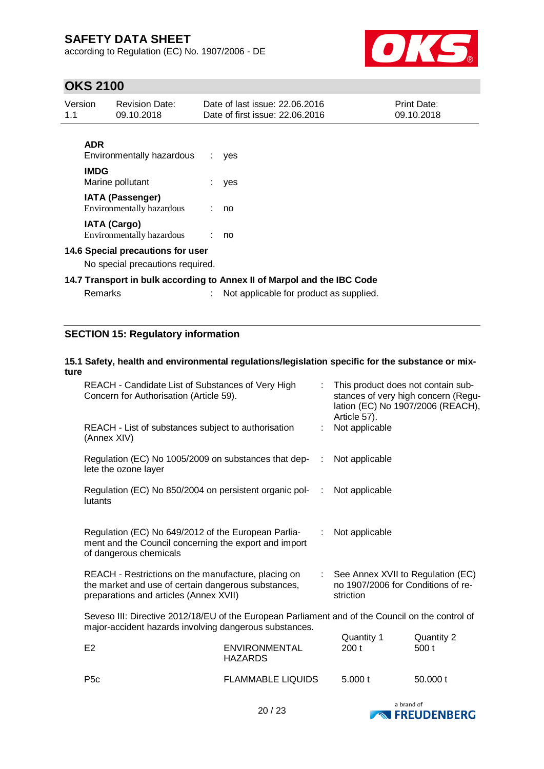**ADR**

| | | |
|---|---|---|
| Environmentally hazardous | : | yes |

**IMDG**

| | | |
|---|---|---|
| Marine pollutant | : | yes |

**IATA (Passenger)**

| | | |
|---|---|---|
| Environmentally hazardous | : | no |

**IATA (Cargo)**

| | | |
|---|---|---|
| Environmentally hazardous | : | no |

### 14.6 Special precautions for user

No special precautions required.

### 14.7 Transport in bulk according to Annex II of Marpol and the IBC Code

| | | |
|---|---|---|
| Remarks | : | Not applicable for product as supplied. |

## SECTION 15: Regulatory information

### 15.1 Safety, health and environmental regulations/legislation specific for the substance or mixture

| | | |
|---|---|---|
| REACH - Candidate List of Substances of Very High Concern for Authorisation (Article 59). | : | This product does not contain substances of very high concern (Regulation (EC) No 1907/2006 (REACH), Article 57). |
| REACH - List of substances subject to authorisation (Annex XIV) | : | Not applicable |
| Regulation (EC) No 1005/2009 on substances that deplete the ozone layer | : | Not applicable |
| Regulation (EC) No 850/2004 on persistent organic pollutants | : | Not applicable |
| Regulation (EC) No 649/2012 of the European Parliament and the Council concerning the export and import of dangerous chemicals | : | Not applicable |
| REACH - Restrictions on the manufacture, placing on the market and use of certain dangerous substances, preparations and articles (Annex XVII) | : | See Annex XVII to Regulation (EC) no 1907/2006 for Conditions of restriction |

Seveso III: Directive 2012/18/EU of the European Parliament and of the Council on the control of major-accident hazards involving dangerous substances.

| | | Quantity 1 | Quantity 2 |
|---|---|---|---|
| E2 | ENVIRONMENTAL HAZARDS | 200 t | 500 t |
| P5c | FLAMMABLE LIQUIDS | 5.000 t | 50.000 t |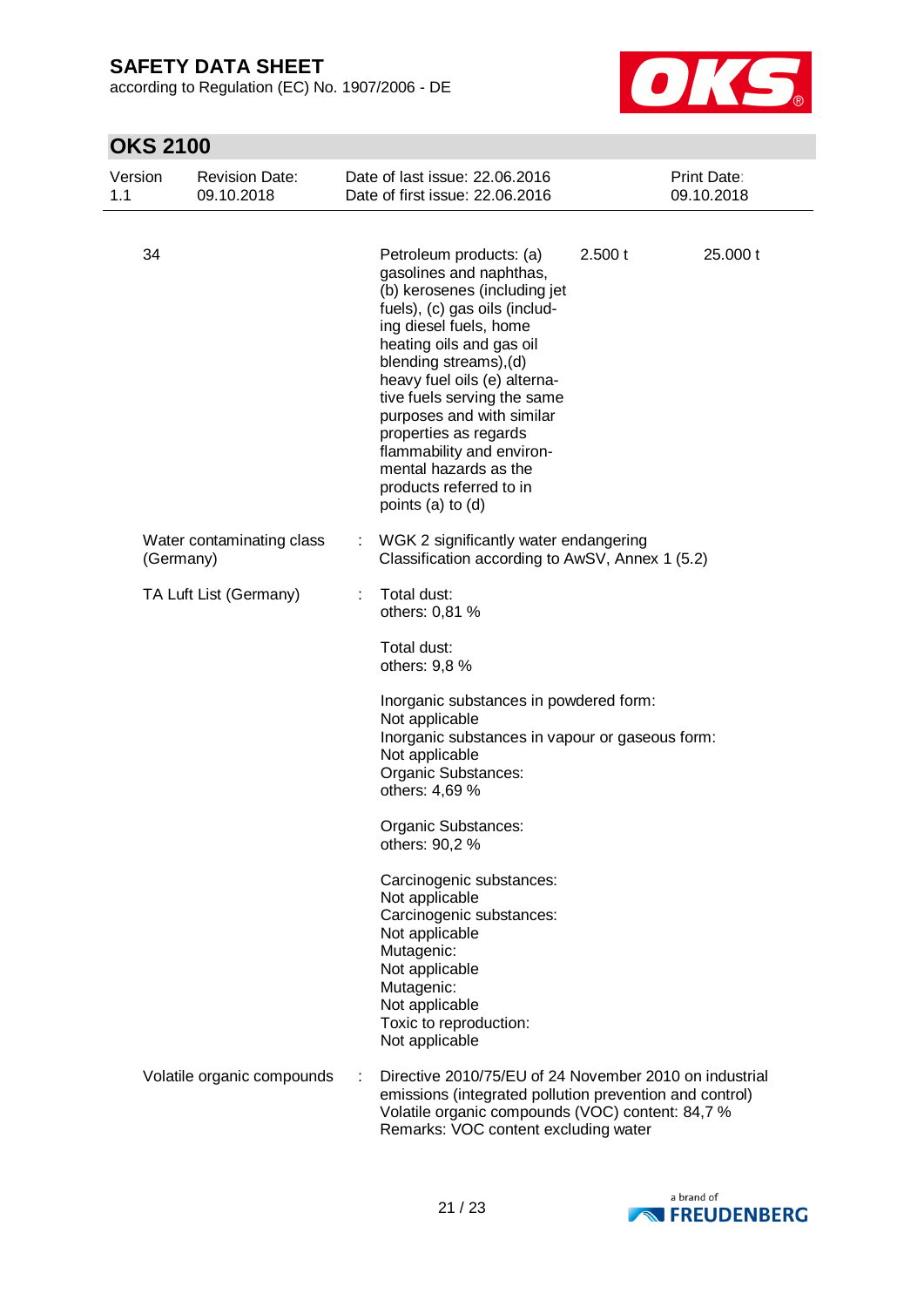| | | | |
|---|---|---|---|
| 34 | Petroleum products: (a) gasolines and naphthas, (b) kerosenes (including jet fuels), (c) gas oils (including diesel fuels, home heating oils and gas oil blending streams),(d) heavy fuel oils (e) alternative fuels serving the same purposes and with similar properties as regards flammability and environmental hazards as the products referred to in points (a) to (d) | 2.500 t | 25.000 t |

Water contaminating class (Germany) : WGK 2 significantly water endangering
Classification according to AwSV, Annex 1 (5.2)

TA Luft List (Germany) : Total dust:
others: 0,81 %

Total dust:
others: 9,8 %

Inorganic substances in powdered form:
Not applicable
Inorganic substances in vapour or gaseous form:
Not applicable
Organic Substances:
others: 4,69 %

Organic Substances:
others: 90,2 %

Carcinogenic substances:
Not applicable
Carcinogenic substances:
Not applicable
Mutagenic:
Not applicable
Mutagenic:
Not applicable
Toxic to reproduction:
Not applicable

Volatile organic compounds : Directive 2010/75/EU of 24 November 2010 on industrial emissions (integrated pollution prevention and control)
Volatile organic compounds (VOC) content: 84,7 %
Remarks: VOC content excluding water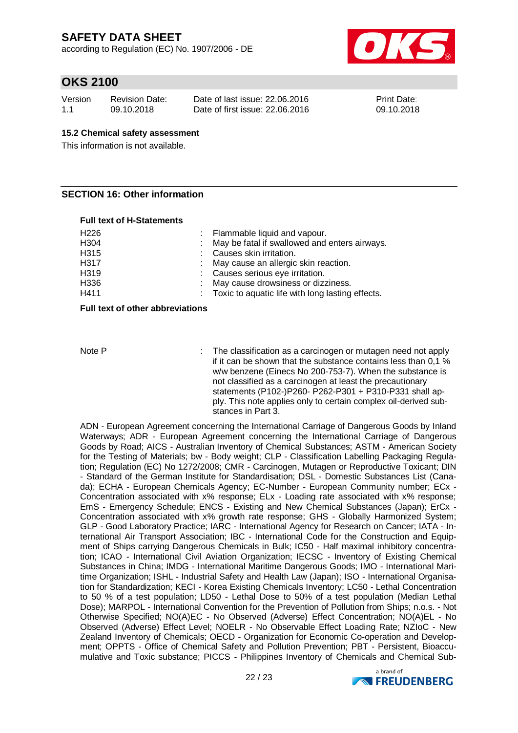### 15.2 Chemical safety assessment

This information is not available.

## SECTION 16: Other information

**Full text of H-Statements**

| | |
|---|---|
| H226 | : Flammable liquid and vapour. |
| H304 | : May be fatal if swallowed and enters airways. |
| H315 | : Causes skin irritation. |
| H317 | : May cause an allergic skin reaction. |
| H319 | : Causes serious eye irritation. |
| H336 | : May cause drowsiness or dizziness. |
| H411 | : Toxic to aquatic life with long lasting effects. |

**Full text of other abbreviations**

| | |
|---|---|
| Note P | : The classification as a carcinogen or mutagen need not apply if it can be shown that the substance contains less than 0,1 % w/w benzene (Einecs No 200-753-7). When the substance is not classified as a carcinogen at least the precautionary statements (P102-)P260- P262-P301 + P310-P331 shall apply. This note applies only to certain complex oil-derived substances in Part 3. |

ADN - European Agreement concerning the International Carriage of Dangerous Goods by Inland Waterways; ADR - European Agreement concerning the International Carriage of Dangerous Goods by Road; AICS - Australian Inventory of Chemical Substances; ASTM - American Society for the Testing of Materials; bw - Body weight; CLP - Classification Labelling Packaging Regulation; Regulation (EC) No 1272/2008; CMR - Carcinogen, Mutagen or Reproductive Toxicant; DIN - Standard of the German Institute for Standardisation; DSL - Domestic Substances List (Canada); ECHA - European Chemicals Agency; EC-Number - European Community number; ECx - Concentration associated with x% response; ELx - Loading rate associated with x% response; EmS - Emergency Schedule; ENCS - Existing and New Chemical Substances (Japan); ErCx - Concentration associated with x% growth rate response; GHS - Globally Harmonized System; GLP - Good Laboratory Practice; IARC - International Agency for Research on Cancer; IATA - International Air Transport Association; IBC - International Code for the Construction and Equipment of Ships carrying Dangerous Chemicals in Bulk; IC50 - Half maximal inhibitory concentration; ICAO - International Civil Aviation Organization; IECSC - Inventory of Existing Chemical Substances in China; IMDG - International Maritime Dangerous Goods; IMO - International Maritime Organization; ISHL - Industrial Safety and Health Law (Japan); ISO - International Organisation for Standardization; KECI - Korea Existing Chemicals Inventory; LC50 - Lethal Concentration to 50 % of a test population; LD50 - Lethal Dose to 50% of a test population (Median Lethal Dose); MARPOL - International Convention for the Prevention of Pollution from Ships; n.o.s. - Not Otherwise Specified; NO(A)EC - No Observed (Adverse) Effect Concentration; NO(A)EL - No Observed (Adverse) Effect Level; NOELR - No Observable Effect Loading Rate; NZIoC - New Zealand Inventory of Chemicals; OECD - Organization for Economic Co-operation and Development; OPPTS - Office of Chemical Safety and Pollution Prevention; PBT - Persistent, Bioaccumulative and Toxic substance; PICCS - Philippines Inventory of Chemicals and Chemical Sub-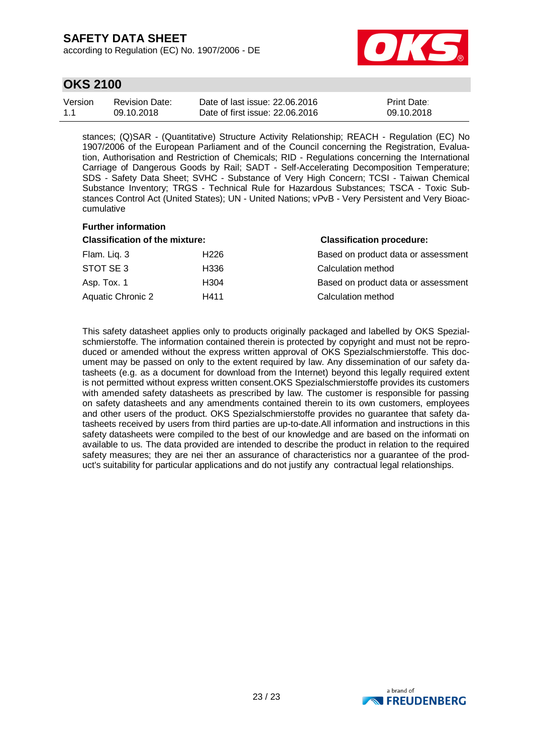stances; (Q)SAR - (Quantitative) Structure Activity Relationship; REACH - Regulation (EC) No 1907/2006 of the European Parliament and of the Council concerning the Registration, Evaluation, Authorisation and Restriction of Chemicals; RID - Regulations concerning the International Carriage of Dangerous Goods by Rail; SADT - Self-Accelerating Decomposition Temperature; SDS - Safety Data Sheet; SVHC - Substance of Very High Concern; TCSI - Taiwan Chemical Substance Inventory; TRGS - Technical Rule for Hazardous Substances; TSCA - Toxic Substances Control Act (United States); UN - United Nations; vPvB - Very Persistent and Very Bioaccumulative

**Further information**

| Classification of the mixture: | | Classification procedure: |
|---|---|---|
| Flam. Liq. 3 | H226 | Based on product data or assessment |
| STOT SE 3 | H336 | Calculation method |
| Asp. Tox. 1 | H304 | Based on product data or assessment |
| Aquatic Chronic 2 | H411 | Calculation method |

This safety datasheet applies only to products originally packaged and labelled by OKS Spezialschmierstoffe. The information contained therein is protected by copyright and must not be reproduced or amended without the express written approval of OKS Spezialschmierstoffe. This document may be passed on only to the extent required by law. Any dissemination of our safety datasheets (e.g. as a document for download from the Internet) beyond this legally required extent is not permitted without express written consent.OKS Spezialschmierstoffe provides its customers with amended safety datasheets as prescribed by law. The customer is responsible for passing on safety datasheets and any amendments contained therein to its own customers, employees and other users of the product. OKS Spezialschmierstoffe provides no guarantee that safety datasheets received by users from third parties are up-to-date.All information and instructions in this safety datasheets were compiled to the best of our knowledge and are based on the informati on available to us. The data provided are intended to describe the product in relation to the required safety measures; they are nei ther an assurance of characteristics nor a guarantee of the product's suitability for particular applications and do not justify any contractual legal relationships.